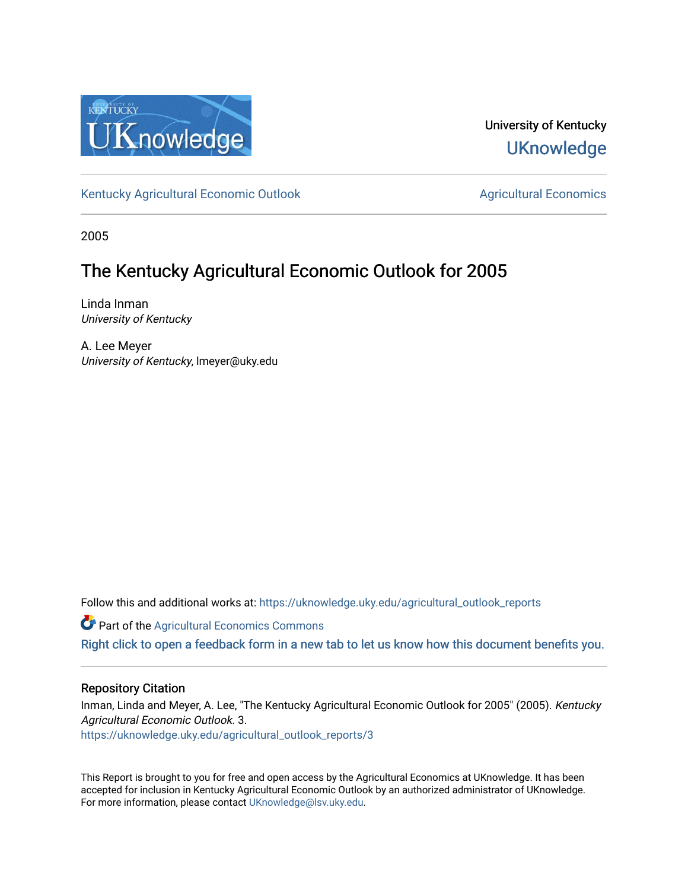University of Kentucky

UKnowledge

Kentucky Agricultural Economic Outlook

Agricultural Economics

2005

# The Kentucky Agricultural Economic Outlook for 2005

Linda Inman
*University of Kentucky*

A. Lee Meyer
*University of Kentucky*, lmeyer@uky.edu

Follow this and additional works at: https://uknowledge.uky.edu/agricultural_outlook_reports

Part of the Agricultural Economics Commons

Right click to open a feedback form in a new tab to let us know how this document benefits you.

## Repository Citation

Inman, Linda and Meyer, A. Lee, "The Kentucky Agricultural Economic Outlook for 2005" (2005). *Kentucky Agricultural Economic Outlook*. 3.
https://uknowledge.uky.edu/agricultural_outlook_reports/3

This Report is brought to you for free and open access by the Agricultural Economics at UKnowledge. It has been accepted for inclusion in Kentucky Agricultural Economic Outlook by an authorized administrator of UKnowledge. For more information, please contact UKnowledge@lsv.uky.edu.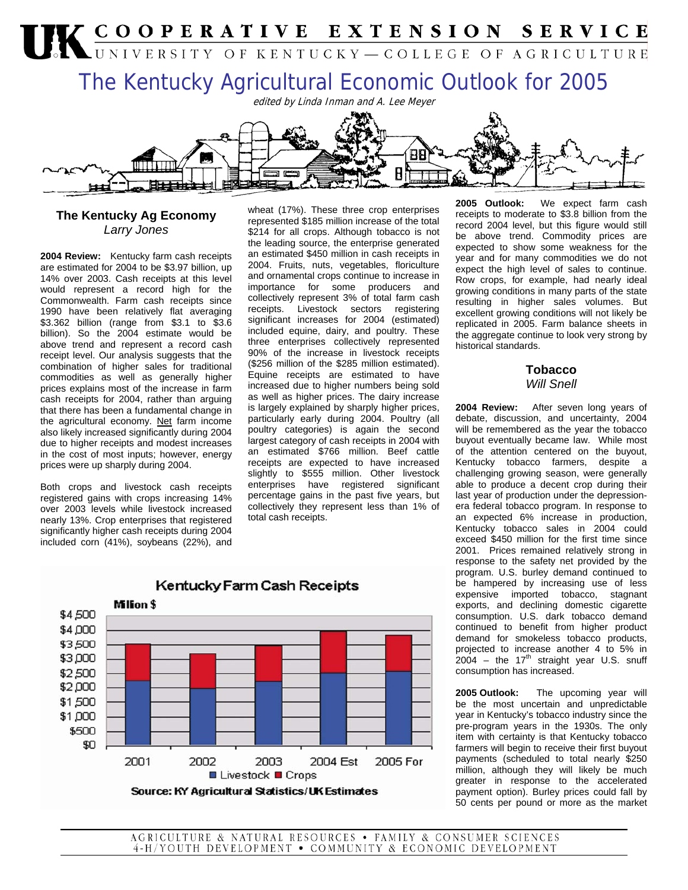# COOPERATIVE EXTENSION SERVICE
UNIVERSITY OF KENTUCKY—COLLEGE OF AGRICULTURE

# The Kentucky Agricultural Economic Outlook for 2005

*edited by Linda Inman and A. Lee Meyer*

## The Kentucky Ag Economy
*Larry Jones*

**2004 Review:** Kentucky farm cash receipts are estimated for 2004 to be $3.97 billion, up 14% over 2003. Cash receipts at this level would represent a record high for the Commonwealth. Farm cash receipts since 1990 have been relatively flat averaging $3.362 billion (range from $3.1 to $3.6 billion). So the 2004 estimate would be above trend and represent a record cash receipt level. Our analysis suggests that the combination of higher sales for traditional commodities as well as generally higher prices explains most of the increase in farm cash receipts for 2004, rather than arguing that there has been a fundamental change in the agricultural economy. Net farm income also likely increased significantly during 2004 due to higher receipts and modest increases in the cost of most inputs; however, energy prices were up sharply during 2004.

Both crops and livestock cash receipts registered gains with crops increasing 14% over 2003 levels while livestock increased nearly 13%. Crop enterprises that registered significantly higher cash receipts during 2004 included corn (41%), soybeans (22%), and wheat (17%). These three crop enterprises represented $185 million increase of the total $214 for all crops. Although tobacco is not the leading source, the enterprise generated an estimated $450 million in cash receipts in 2004. Fruits, nuts, vegetables, floriculture and ornamental crops continue to increase in importance for some producers and collectively represent 3% of total farm cash receipts. Livestock sectors registering significant increases for 2004 (estimated) included equine, dairy, and poultry. These three enterprises collectively represented 90% of the increase in livestock receipts ($256 million of the $285 million estimated). Equine receipts are estimated to have increased due to higher numbers being sold as well as higher prices. The dairy increase is largely explained by sharply higher prices, particularly early during 2004. Poultry (all poultry categories) is again the second largest category of cash receipts in 2004 with an estimated $766 million. Beef cattle receipts are expected to have increased slightly to $555 million. Other livestock enterprises have registered significant percentage gains in the past five years, but collectively they represent less than 1% of total cash receipts.

**Kentucky Farm Cash Receipts**

Million $ — bar chart (Livestock, Crops) for 2001, 2002, 2003, 2004 Est, 2005 For

Source: KY Agricultural Statistics/UK Estimates

**2005 Outlook:** We expect farm cash receipts to moderate to $3.8 billion from the record 2004 level, but this figure would still be above trend. Commodity prices are expected to show some weakness for the year and for many commodities we do not expect the high level of sales to continue. Row crops, for example, had nearly ideal growing conditions in many parts of the state resulting in higher sales volumes. But excellent growing conditions will not likely be replicated in 2005. Farm balance sheets in the aggregate continue to look very strong by historical standards.

## Tobacco
*Will Snell*

**2004 Review:** After seven long years of debate, discussion, and uncertainty, 2004 will be remembered as the year the tobacco buyout eventually became law. While most of the attention centered on the buyout, Kentucky tobacco farmers, despite a challenging growing season, were generally able to produce a decent crop during their last year of production under the depression-era federal tobacco program. In response to an expected 6% increase in production, Kentucky tobacco sales in 2004 could exceed $450 million for the first time since 2001. Prices remained relatively strong in response to the safety net provided by the program. U.S. burley demand continued to be hampered by increasing use of less expensive imported tobacco, stagnant exports, and declining domestic cigarette consumption. U.S. dark tobacco demand continued to benefit from higher product demand for smokeless tobacco products, projected to increase another 4 to 5% in 2004 – the 17th straight year U.S. snuff consumption has increased.

**2005 Outlook:** The upcoming year will be the most uncertain and unpredictable year in Kentucky's tobacco industry since the pre-program years in the 1930s. The only item with certainty is that Kentucky tobacco farmers will begin to receive their first buyout payments (scheduled to total nearly $250 million, although they will likely be much greater in response to the accelerated payment option). Burley prices could fall by 50 cents per pound or more as the market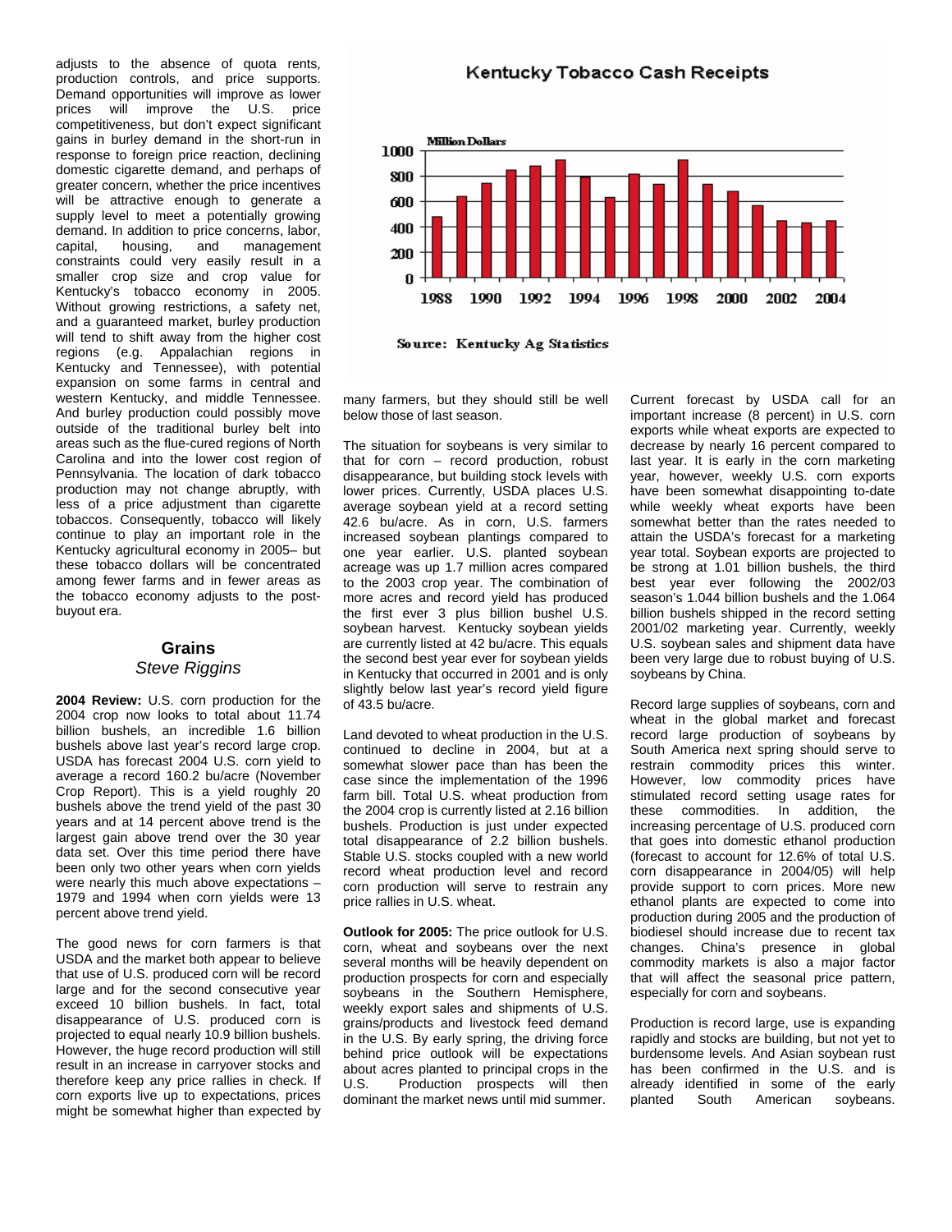adjusts to the absence of quota rents, production controls, and price supports. Demand opportunities will improve as lower prices will improve the U.S. price competitiveness, but don't expect significant gains in burley demand in the short-run in response to foreign price reaction, declining domestic cigarette demand, and perhaps of greater concern, whether the price incentives will be attractive enough to generate a supply level to meet a potentially growing demand. In addition to price concerns, labor, capital, housing, and management constraints could very easily result in a smaller crop size and crop value for Kentucky's tobacco economy in 2005. Without growing restrictions, a safety net, and a guaranteed market, burley production will tend to shift away from the higher cost regions (e.g. Appalachian regions in Kentucky and Tennessee), with potential expansion on some farms in central and western Kentucky, and middle Tennessee. And burley production could possibly move outside of the traditional burley belt into areas such as the flue-cured regions of North Carolina and into the lower cost region of Pennsylvania. The location of dark tobacco production may not change abruptly, with less of a price adjustment than cigarette tobaccos. Consequently, tobacco will likely continue to play an important role in the Kentucky agricultural economy in 2005– but these tobacco dollars will be concentrated among fewer farms and in fewer areas as the tobacco economy adjusts to the post-buyout era.

**Kentucky Tobacco Cash Receipts**

Million Dollars

Source: Kentucky Ag Statistics

## Grains

*Steve Riggins*

**2004 Review:** U.S. corn production for the 2004 crop now looks to total about 11.74 billion bushels, an incredible 1.6 billion bushels above last year's record large crop. USDA has forecast 2004 U.S. corn yield to average a record 160.2 bu/acre (November Crop Report). This is a yield roughly 20 bushels above the trend yield of the past 30 years and at 14 percent above trend is the largest gain above trend over the 30 year data set. Over this time period there have been only two other years when corn yields were nearly this much above expectations – 1979 and 1994 when corn yields were 13 percent above trend yield.

The good news for corn farmers is that USDA and the market both appear to believe that use of U.S. produced corn will be record large and for the second consecutive year exceed 10 billion bushels. In fact, total disappearance of U.S. produced corn is projected to equal nearly 10.9 billion bushels. However, the huge record production will still result in an increase in carryover stocks and therefore keep any price rallies in check. If corn exports live up to expectations, prices might be somewhat higher than expected by many farmers, but they should still be well below those of last season.

The situation for soybeans is very similar to that for corn – record production, robust disappearance, but building stock levels with lower prices. Currently, USDA places U.S. average soybean yield at a record setting 42.6 bu/acre. As in corn, U.S. farmers increased soybean plantings compared to one year earlier. U.S. planted soybean acreage was up 1.7 million acres compared to the 2003 crop year. The combination of more acres and record yield has produced the first ever 3 plus billion bushel U.S. soybean harvest. Kentucky soybean yields are currently listed at 42 bu/acre. This equals the second best year ever for soybean yields in Kentucky that occurred in 2001 and is only slightly below last year's record yield figure of 43.5 bu/acre.

Land devoted to wheat production in the U.S. continued to decline in 2004, but at a somewhat slower pace than has been the case since the implementation of the 1996 farm bill. Total U.S. wheat production from the 2004 crop is currently listed at 2.16 billion bushels. Production is just under expected total disappearance of 2.2 billion bushels. Stable U.S. stocks coupled with a new world record wheat production level and record corn production will serve to restrain any price rallies in U.S. wheat.

**Outlook for 2005:** The price outlook for U.S. corn, wheat and soybeans over the next several months will be heavily dependent on production prospects for corn and especially soybeans in the Southern Hemisphere, weekly export sales and shipments of U.S. grains/products and livestock feed demand in the U.S. By early spring, the driving force behind price outlook will be expectations about acres planted to principal crops in the U.S. Production prospects will then dominant the market news until mid summer.

Current forecast by USDA call for an important increase (8 percent) in U.S. corn exports while wheat exports are expected to decrease by nearly 16 percent compared to last year. It is early in the corn marketing year, however, weekly U.S. corn exports have been somewhat disappointing to-date while weekly wheat exports have been somewhat better than the rates needed to attain the USDA's forecast for a marketing year total. Soybean exports are projected to be strong at 1.01 billion bushels, the third best year ever following the 2002/03 season's 1.044 billion bushels and the 1.064 billion bushels shipped in the record setting 2001/02 marketing year. Currently, weekly U.S. soybean sales and shipment data have been very large due to robust buying of U.S. soybeans by China.

Record large supplies of soybeans, corn and wheat in the global market and forecast record large production of soybeans by South America next spring should serve to restrain commodity prices this winter. However, low commodity prices have stimulated record setting usage rates for these commodities. In addition, the increasing percentage of U.S. produced corn that goes into domestic ethanol production (forecast to account for 12.6% of total U.S. corn disappearance in 2004/05) will help provide support to corn prices. More new ethanol plants are expected to come into production during 2005 and the production of biodiesel should increase due to recent tax changes. China's presence in global commodity markets is also a major factor that will affect the seasonal price pattern, especially for corn and soybeans.

Production is record large, use is expanding rapidly and stocks are building, but not yet to burdensome levels. And Asian soybean rust has been confirmed in the U.S. and is already identified in some of the early planted South American soybeans.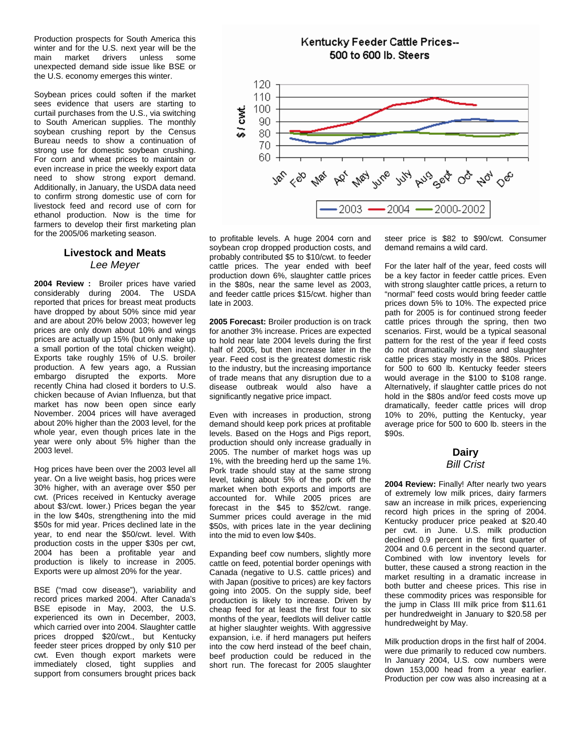Production prospects for South America this winter and for the U.S. next year will be the main market drivers unless some unexpected demand side issue like BSE or the U.S. economy emerges this winter.

Soybean prices could soften if the market sees evidence that users are starting to curtail purchases from the U.S., via switching to South American supplies. The monthly soybean crushing report by the Census Bureau needs to show a continuation of strong use for domestic soybean crushing. For corn and wheat prices to maintain or even increase in price the weekly export data need to show strong export demand. Additionally, in January, the USDA data need to confirm strong domestic use of corn for livestock feed and record use of corn for ethanol production. Now is the time for farmers to develop their first marketing plan for the 2005/06 marketing season.

## Livestock and Meats

*Lee Meyer*

**2004 Review :** Broiler prices have varied considerably during 2004. The USDA reported that prices for breast meat products have dropped by about 50% since mid year and are about 20% below 2003; however leg prices are only down about 10% and wings prices are actually up 15% (but only make up a small portion of the total chicken weight). Exports take roughly 15% of U.S. broiler production. A few years ago, a Russian embargo disrupted the exports. More recently China had closed it borders to U.S. chicken because of Avian Influenza, but that market has now been open since early November. 2004 prices will have averaged about 20% higher than the 2003 level, for the whole year, even though prices late in the year were only about 5% higher than the 2003 level.

Hog prices have been over the 2003 level all year. On a live weight basis, hog prices were 30% higher, with an average over $50 per cwt. (Prices received in Kentucky average about $3/cwt. lower.) Prices began the year in the low $40s, strengthening into the mid $50s for mid year. Prices declined late in the year, to end near the $50/cwt. level. With production costs in the upper $30s per cwt, 2004 has been a profitable year and production is likely to increase in 2005. Exports were up almost 20% for the year.

BSE ("mad cow disease"), variability and record prices marked 2004. After Canada's BSE episode in May, 2003, the U.S. experienced its own in December, 2003, which carried over into 2004. Slaughter cattle prices dropped $20/cwt., but Kentucky feeder steer prices dropped by only $10 per cwt. Even though export markets were immediately closed, tight supplies and support from consumers brought prices back to profitable levels. A huge 2004 corn and soybean crop dropped production costs, and probably contributed $5 to $10/cwt. to feeder cattle prices. The year ended with beef production down 6%, slaughter cattle prices in the $80s, near the same level as 2003, and feeder cattle prices $15/cwt. higher than late in 2003.

**Kentucky Feeder Cattle Prices-- 500 to 600 lb. Steers**

**2005 Forecast:** Broiler production is on track for another 3% increase. Prices are expected to hold near late 2004 levels during the first half of 2005, but then increase later in the year. Feed cost is the greatest domestic risk to the industry, but the increasing importance of trade means that any disruption due to a disease outbreak would also have a significantly negative price impact.

Even with increases in production, strong demand should keep pork prices at profitable levels. Based on the Hogs and Pigs report, production should only increase gradually in 2005. The number of market hogs was up 1%, with the breeding herd up the same 1%. Pork trade should stay at the same strong level, taking about 5% of the pork off the market when both exports and imports are accounted for. While 2005 prices are forecast in the $45 to $52/cwt. range. Summer prices could average in the mid $50s, with prices late in the year declining into the mid to even low $40s.

Expanding beef cow numbers, slightly more cattle on feed, potential border openings with Canada (negative to U.S. cattle prices) and with Japan (positive to prices) are key factors going into 2005. On the supply side, beef production is likely to increase. Driven by cheap feed for at least the first four to six months of the year, feedlots will deliver cattle at higher slaughter weights. With aggressive expansion, i.e. if herd managers put heifers into the cow herd instead of the beef chain, beef production could be reduced in the short run. The forecast for 2005 slaughter steer price is $82 to $90/cwt. Consumer demand remains a wild card.

For the later half of the year, feed costs will be a key factor in feeder cattle prices. Even with strong slaughter cattle prices, a return to "normal" feed costs would bring feeder cattle prices down 5% to 10%. The expected price path for 2005 is for continued strong feeder cattle prices through the spring, then two scenarios. First, would be a typical seasonal pattern for the rest of the year if feed costs do not dramatically increase and slaughter cattle prices stay mostly in the $80s. Prices for 500 to 600 lb. Kentucky feeder steers would average in the $100 to $108 range. Alternatively, if slaughter cattle prices do not hold in the $80s and/or feed costs move up dramatically, feeder cattle prices will drop 10% to 20%, putting the Kentucky, year average price for 500 to 600 lb. steers in the $90s.

## Dairy

*Bill Crist*

**2004 Review:** Finally! After nearly two years of extremely low milk prices, dairy farmers saw an increase in milk prices, experiencing record high prices in the spring of 2004. Kentucky producer price peaked at $20.40 per cwt. in June. U.S. milk production declined 0.9 percent in the first quarter of 2004 and 0.6 percent in the second quarter. Combined with low inventory levels for butter, these caused a strong reaction in the market resulting in a dramatic increase in both butter and cheese prices. This rise in these commodity prices was responsible for the jump in Class III milk price from $11.61 per hundredweight in January to $20.58 per hundredweight by May.

Milk production drops in the first half of 2004. were due primarily to reduced cow numbers. In January 2004, U.S. cow numbers were down 153,000 head from a year earlier. Production per cow was also increasing at a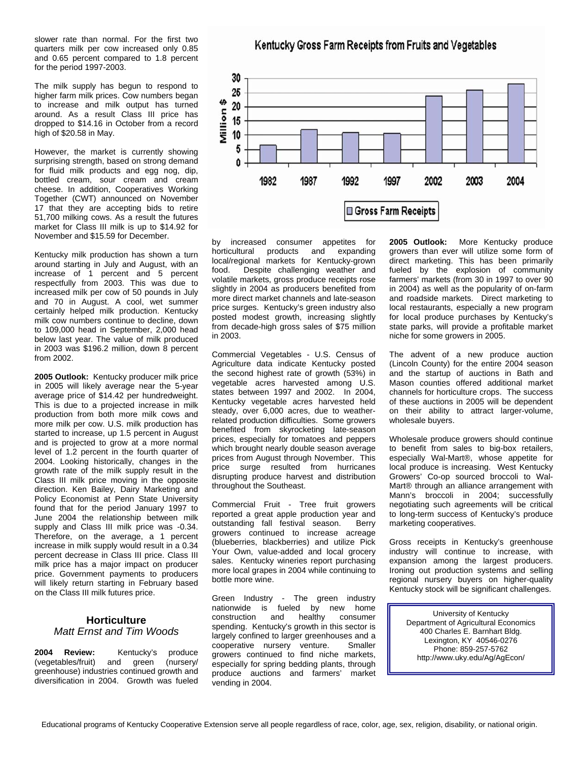slower rate than normal. For the first two quarters milk per cow increased only 0.85 and 0.65 percent compared to 1.8 percent for the period 1997-2003.

The milk supply has begun to respond to higher farm milk prices. Cow numbers began to increase and milk output has turned around. As a result Class III price has dropped to $14.16 in October from a record high of $20.58 in May.

However, the market is currently showing surprising strength, based on strong demand for fluid milk products and egg nog, dip, bottled cream, sour cream and cream cheese. In addition, Cooperatives Working Together (CWT) announced on November 17 that they are accepting bids to retire 51,700 milking cows. As a result the futures market for Class III milk is up to $14.92 for November and $15.59 for December.

Kentucky milk production has shown a turn around starting in July and August, with an increase of 1 percent and 5 percent respectfully from 2003. This was due to increased milk per cow of 50 pounds in July and 70 in August. A cool, wet summer certainly helped milk production. Kentucky milk cow numbers continue to decline, down to 109,000 head in September, 2,000 head below last year. The value of milk produced in 2003 was $196.2 million, down 8 percent from 2002.

**2005 Outlook:** Kentucky producer milk price in 2005 will likely average near the 5-year average price of $14.42 per hundredweight. This is due to a projected increase in milk production from both more milk cows and more milk per cow. U.S. milk production has started to increase, up 1.5 percent in August and is projected to grow at a more normal level of 1.2 percent in the fourth quarter of 2004. Looking historically, changes in the growth rate of the milk supply result in the Class III milk price moving in the opposite direction. Ken Bailey, Dairy Marketing and Policy Economist at Penn State University found that for the period January 1997 to June 2004 the relationship between milk supply and Class III milk price was -0.34. Therefore, on the average, a 1 percent increase in milk supply would result in a 0.34 percent decrease in Class III price. Class III milk price has a major impact on producer price. Government payments to producers will likely return starting in February based on the Class III milk futures price.

## Horticulture

*Matt Ernst and Tim Woods*

**2004 Review:** Kentucky's produce (vegetables/fruit) and green (nursery/greenhouse) industries continued growth and diversification in 2004. Growth was fueled by increased consumer appetites for horticultural products and expanding local/regional markets for Kentucky-grown food. Despite challenging weather and volatile markets, gross produce receipts rose slightly in 2004 as producers benefited from more direct market channels and late-season price surges. Kentucky's green industry also posted modest growth, increasing slightly from decade-high gross sales of $75 million in 2003.

Kentucky Gross Farm Receipts from Fruits and Vegetables

Million $

30
25
20
15
10
5
0

1982 1987 1992 1997 2002 2003 2004

Gross Farm Receipts

Commercial Vegetables - U.S. Census of Agriculture data indicate Kentucky posted the second highest rate of growth (53%) in vegetable acres harvested among U.S. states between 1997 and 2002. In 2004, Kentucky vegetable acres harvested held steady, over 6,000 acres, due to weather-related production difficulties. Some growers benefited from skyrocketing late-season prices, especially for tomatoes and peppers which brought nearly double season average prices from August through November. This price surge resulted from hurricanes disrupting produce harvest and distribution throughout the Southeast.

Commercial Fruit - Tree fruit growers reported a great apple production year and outstanding fall festival season. Berry growers continued to increase acreage (blueberries, blackberries) and utilize Pick Your Own, value-added and local grocery sales. Kentucky wineries report purchasing more local grapes in 2004 while continuing to bottle more wine.

Green Industry - The green industry nationwide is fueled by new home construction and healthy consumer spending. Kentucky's growth in this sector is largely confined to larger greenhouses and a cooperative nursery venture. Smaller growers continued to find niche markets, especially for spring bedding plants, through produce auctions and farmers' market vending in 2004.

**2005 Outlook:** More Kentucky produce growers than ever will utilize some form of direct marketing. This has been primarily fueled by the explosion of community farmers' markets (from 30 in 1997 to over 90 in 2004) as well as the popularity of on-farm and roadside markets. Direct marketing to local restaurants, especially a new program for local produce purchases by Kentucky's state parks, will provide a profitable market niche for some growers in 2005.

The advent of a new produce auction (Lincoln County) for the entire 2004 season and the startup of auctions in Bath and Mason counties offered additional market channels for horticulture crops. The success of these auctions in 2005 will be dependent on their ability to attract larger-volume, wholesale buyers.

Wholesale produce growers should continue to benefit from sales to big-box retailers, especially Wal-Mart®, whose appetite for local produce is increasing. West Kentucky Growers' Co-op sourced broccoli to Wal-Mart® through an alliance arrangement with Mann's broccoli in 2004; successfully negotiating such agreements will be critical to long-term success of Kentucky's produce marketing cooperatives.

Gross receipts in Kentucky's greenhouse industry will continue to increase, with expansion among the largest producers. Ironing out production systems and selling regional nursery buyers on higher-quality Kentucky stock will be significant challenges.

University of Kentucky
Department of Agricultural Economics
400 Charles E. Barnhart Bldg.
Lexington, KY 40546-0276
Phone: 859-257-5762
http://www.uky.edu/Ag/AgEcon/

Educational programs of Kentucky Cooperative Extension serve all people regardless of race, color, age, sex, religion, disability, or national origin.